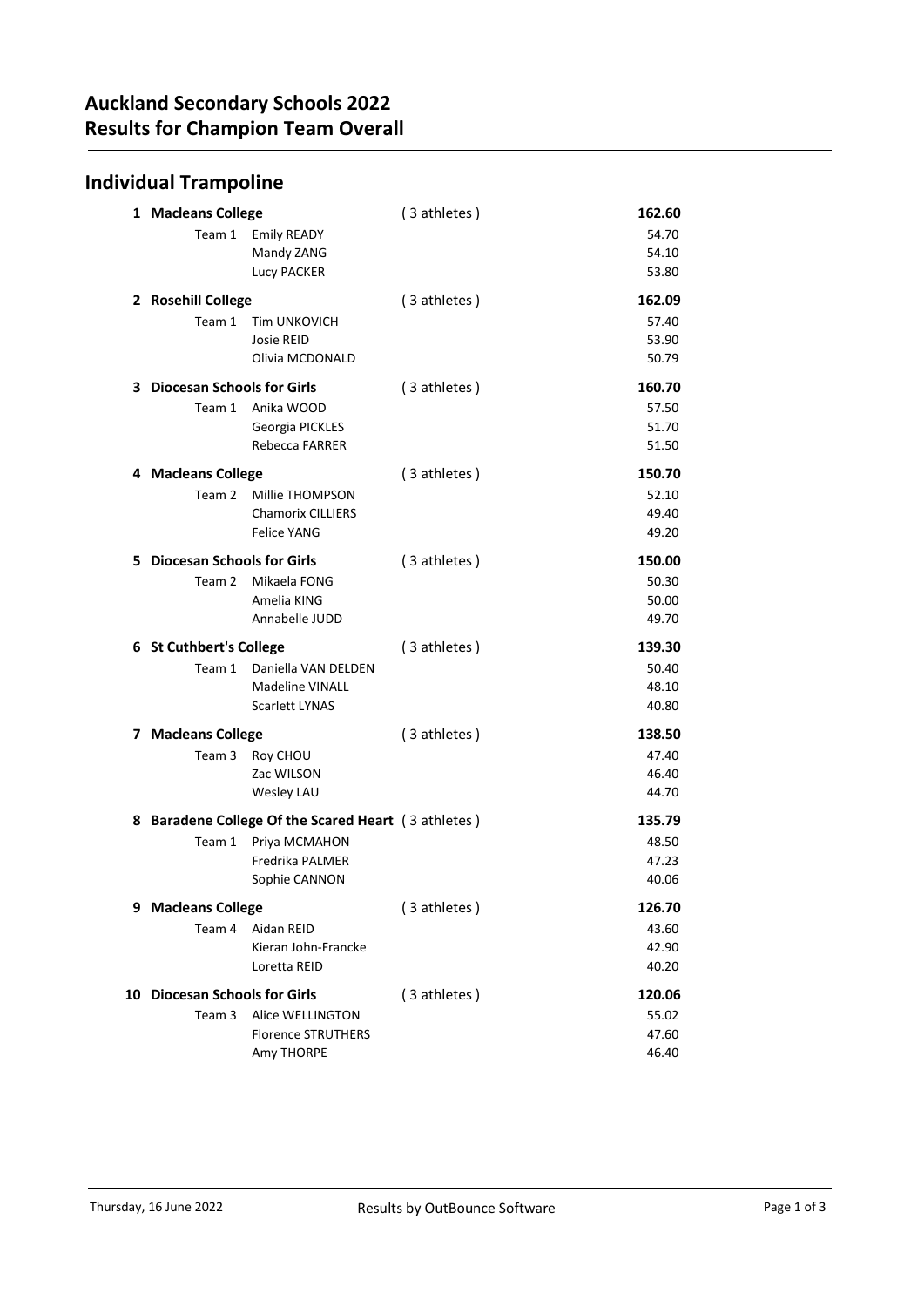# Auckland Secondary Schools 2022
# Results for Champion Team Overall

## Individual Trampoline

| Place | School / Team | Athlete | Athletes | Score |
|---|---|---|---|---|
| 1 | **Macleans College** | | ( 3 athletes ) | **162.60** |
| | Team 1 | Emily READY | | 54.70 |
| | | Mandy ZANG | | 54.10 |
| | | Lucy PACKER | | 53.80 |
| 2 | **Rosehill College** | | ( 3 athletes ) | **162.09** |
| | Team 1 | Tim UNKOVICH | | 57.40 |
| | | Josie REID | | 53.90 |
| | | Olivia MCDONALD | | 50.79 |
| 3 | **Diocesan Schools for Girls** | | ( 3 athletes ) | **160.70** |
| | Team 1 | Anika WOOD | | 57.50 |
| | | Georgia PICKLES | | 51.70 |
| | | Rebecca FARRER | | 51.50 |
| 4 | **Macleans College** | | ( 3 athletes ) | **150.70** |
| | Team 2 | Millie THOMPSON | | 52.10 |
| | | Chamorix CILLIERS | | 49.40 |
| | | Felice YANG | | 49.20 |
| 5 | **Diocesan Schools for Girls** | | ( 3 athletes ) | **150.00** |
| | Team 2 | Mikaela FONG | | 50.30 |
| | | Amelia KING | | 50.00 |
| | | Annabelle JUDD | | 49.70 |
| 6 | **St Cuthbert's College** | | ( 3 athletes ) | **139.30** |
| | Team 1 | Daniella VAN DELDEN | | 50.40 |
| | | Madeline VINALL | | 48.10 |
| | | Scarlett LYNAS | | 40.80 |
| 7 | **Macleans College** | | ( 3 athletes ) | **138.50** |
| | Team 3 | Roy CHOU | | 47.40 |
| | | Zac WILSON | | 46.40 |
| | | Wesley LAU | | 44.70 |
| 8 | **Baradene College Of the Scared Heart** | | ( 3 athletes ) | **135.79** |
| | Team 1 | Priya MCMAHON | | 48.50 |
| | | Fredrika PALMER | | 47.23 |
| | | Sophie CANNON | | 40.06 |
| 9 | **Macleans College** | | ( 3 athletes ) | **126.70** |
| | Team 4 | Aidan REID | | 43.60 |
| | | Kieran John-Francke | | 42.90 |
| | | Loretta REID | | 40.20 |
| 10 | **Diocesan Schools for Girls** | | ( 3 athletes ) | **120.06** |
| | Team 3 | Alice WELLINGTON | | 55.02 |
| | | Florence STRUTHERS | | 47.60 |
| | | Amy THORPE | | 46.40 |

Thursday, 16 June 2022 — Results by OutBounce Software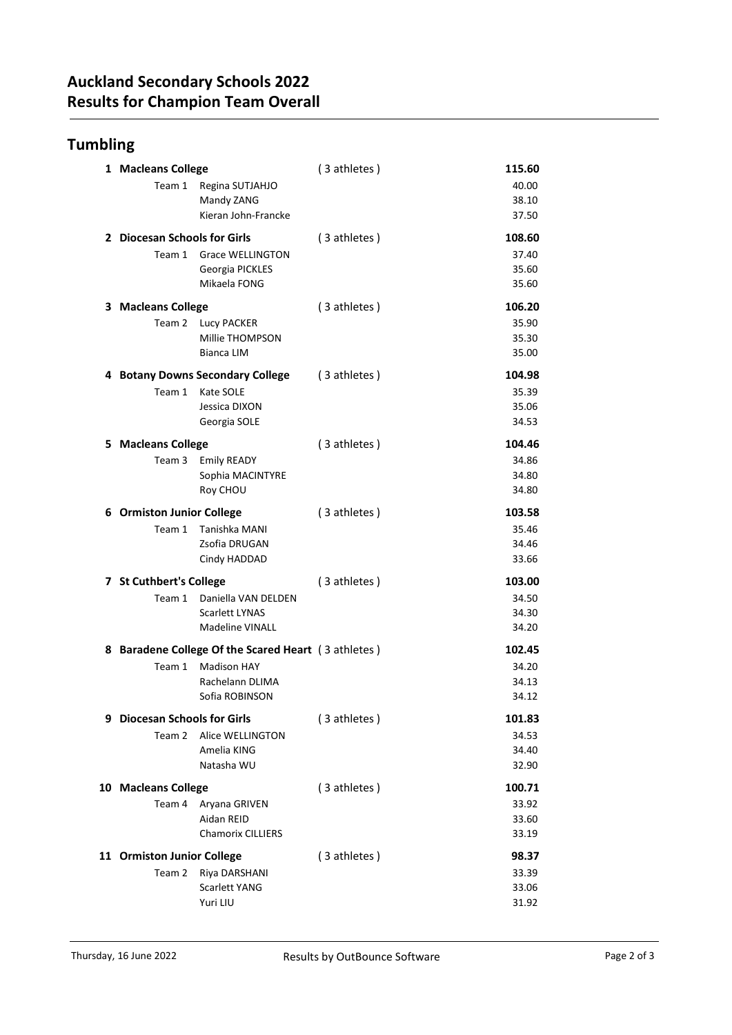# Auckland Secondary Schools 2022
# Results for Champion Team Overall

## Tumbling

| Place | School / Team | Athlete | | Score |
|---|---|---|---|---|
| 1 | **Macleans College** | | ( 3 athletes ) | **115.60** |
| | Team 1 | Regina SUTJAHJO | | 40.00 |
| | | Mandy ZANG | | 38.10 |
| | | Kieran John-Francke | | 37.50 |
| 2 | **Diocesan Schools for Girls** | | ( 3 athletes ) | **108.60** |
| | Team 1 | Grace WELLINGTON | | 37.40 |
| | | Georgia PICKLES | | 35.60 |
| | | Mikaela FONG | | 35.60 |
| 3 | **Macleans College** | | ( 3 athletes ) | **106.20** |
| | Team 2 | Lucy PACKER | | 35.90 |
| | | Millie THOMPSON | | 35.30 |
| | | Bianca LIM | | 35.00 |
| 4 | **Botany Downs Secondary College** | | ( 3 athletes ) | **104.98** |
| | Team 1 | Kate SOLE | | 35.39 |
| | | Jessica DIXON | | 35.06 |
| | | Georgia SOLE | | 34.53 |
| 5 | **Macleans College** | | ( 3 athletes ) | **104.46** |
| | Team 3 | Emily READY | | 34.86 |
| | | Sophia MACINTYRE | | 34.80 |
| | | Roy CHOU | | 34.80 |
| 6 | **Ormiston Junior College** | | ( 3 athletes ) | **103.58** |
| | Team 1 | Tanishka MANI | | 35.46 |
| | | Zsofia DRUGAN | | 34.46 |
| | | Cindy HADDAD | | 33.66 |
| 7 | **St Cuthbert's College** | | ( 3 athletes ) | **103.00** |
| | Team 1 | Daniella VAN DELDEN | | 34.50 |
| | | Scarlett LYNAS | | 34.30 |
| | | Madeline VINALL | | 34.20 |
| 8 | **Baradene College Of the Scared Heart** | | ( 3 athletes ) | **102.45** |
| | Team 1 | Madison HAY | | 34.20 |
| | | Rachelann DLIMA | | 34.13 |
| | | Sofia ROBINSON | | 34.12 |
| 9 | **Diocesan Schools for Girls** | | ( 3 athletes ) | **101.83** |
| | Team 2 | Alice WELLINGTON | | 34.53 |
| | | Amelia KING | | 34.40 |
| | | Natasha WU | | 32.90 |
| 10 | **Macleans College** | | ( 3 athletes ) | **100.71** |
| | Team 4 | Aryana GRIVEN | | 33.92 |
| | | Aidan REID | | 33.60 |
| | | Chamorix CILLIERS | | 33.19 |
| 11 | **Ormiston Junior College** | | ( 3 athletes ) | **98.37** |
| | Team 2 | Riya DARSHANI | | 33.39 |
| | | Scarlett YANG | | 33.06 |
| | | Yuri LIU | | 31.92 |

Thursday, 16 June 2022 — Results by OutBounce Software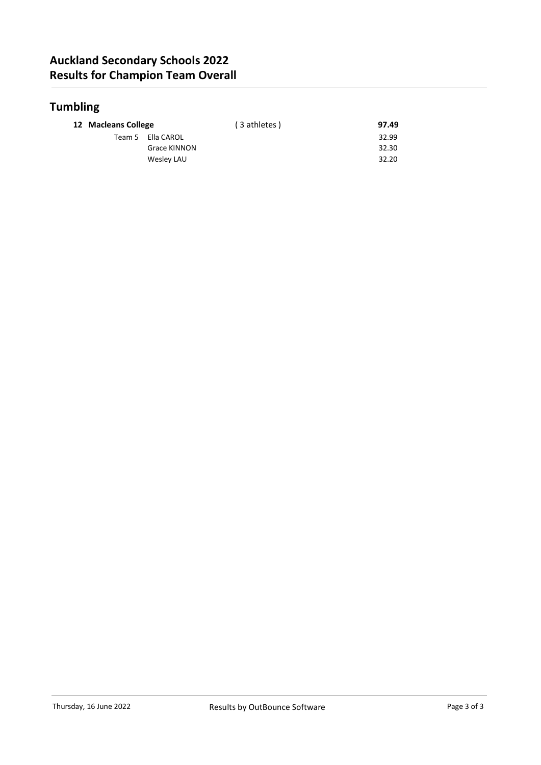# Auckland Secondary Schools 2022
# Results for Champion Team Overall

## Tumbling

| | | | | |
|---|---|---|---|---|
| **12** | **Macleans College** | | ( 3 athletes ) | **97.49** |
| | Team 5 | Ella CAROL | | 32.99 |
| | | Grace KINNON | | 32.30 |
| | | Wesley LAU | | 32.20 |

Thursday, 16 June 2022

Results by OutBounce Software